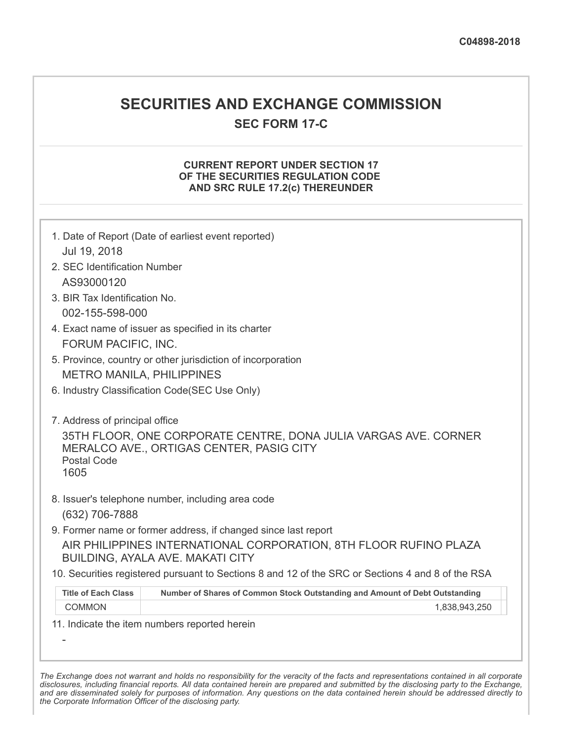C04898-2018

# SECURITIES AND EXCHANGE COMMISSION

## SEC FORM 17-C

### CURRENT REPORT UNDER SECTION 17 OF THE SECURITIES REGULATION CODE AND SRC RULE 17.2(c) THEREUNDER

1. Date of Report (Date of earliest event reported)
   Jul 19, 2018
2. SEC Identification Number
   AS93000120
3. BIR Tax Identification No.
   002-155-598-000
4. Exact name of issuer as specified in its charter
   FORUM PACIFIC, INC.
5. Province, country or other jurisdiction of incorporation
   METRO MANILA, PHILIPPINES
6. Industry Classification Code(SEC Use Only)

7. Address of principal office
   35TH FLOOR, ONE CORPORATE CENTRE, DONA JULIA VARGAS AVE. CORNER MERALCO AVE., ORTIGAS CENTER, PASIG CITY
   Postal Code
   1605
8. Issuer's telephone number, including area code
   (632) 706-7888
9. Former name or former address, if changed since last report
   AIR PHILIPPINES INTERNATIONAL CORPORATION, 8TH FLOOR RUFINO PLAZA BUILDING, AYALA AVE. MAKATI CITY
10. Securities registered pursuant to Sections 8 and 12 of the SRC or Sections 4 and 8 of the RSA

| Title of Each Class | Number of Shares of Common Stock Outstanding and Amount of Debt Outstanding |
|---|---|
| COMMON | 1,838,943,250 |

11. Indicate the item numbers reported herein
   -

*The Exchange does not warrant and holds no responsibility for the veracity of the facts and representations contained in all corporate disclosures, including financial reports. All data contained herein are prepared and submitted by the disclosing party to the Exchange, and are disseminated solely for purposes of information. Any questions on the data contained herein should be addressed directly to the Corporate Information Officer of the disclosing party.*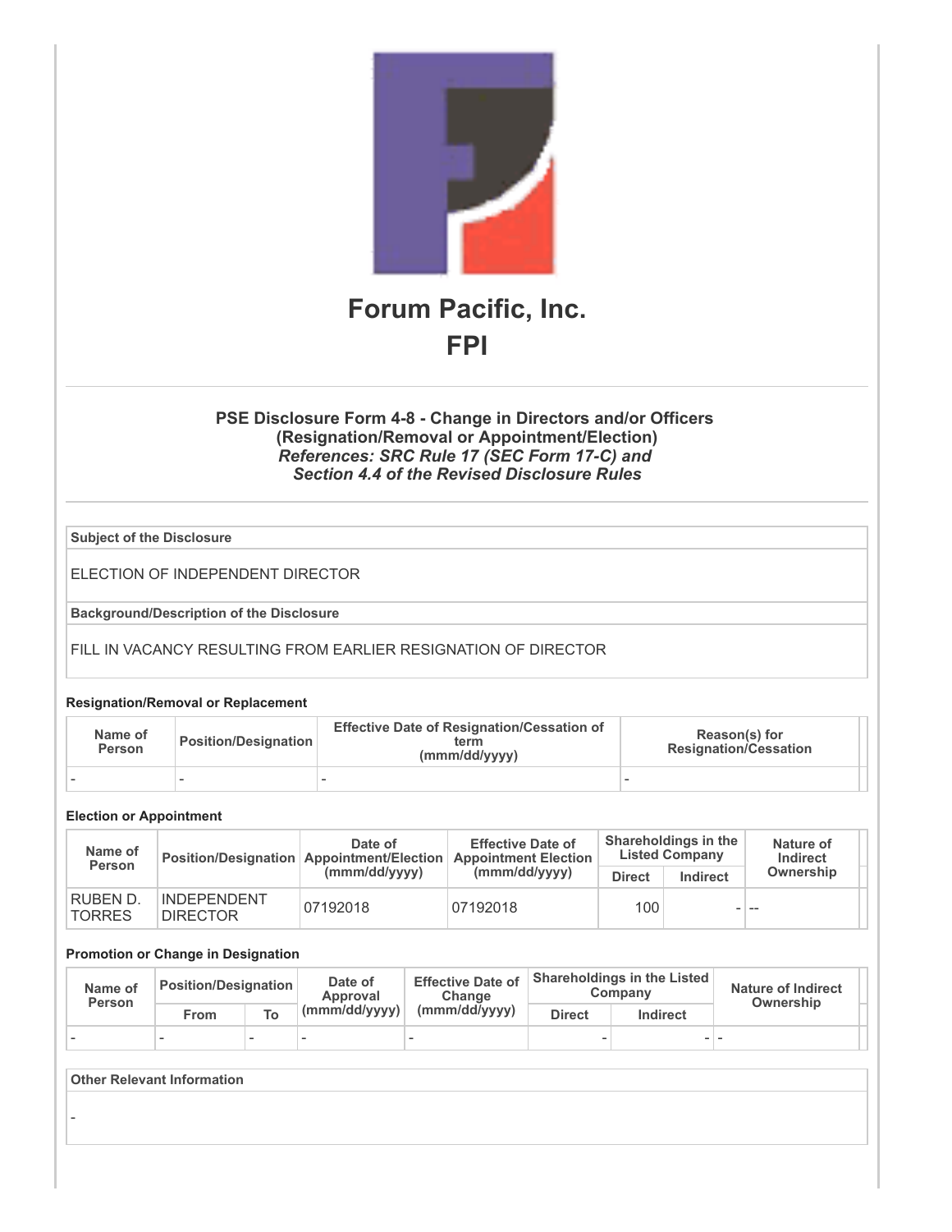# Forum Pacific, Inc.

## FPI

### PSE Disclosure Form 4-8 - Change in Directors and/or Officers (Resignation/Removal or Appointment/Election)

***References: SRC Rule 17 (SEC Form 17-C) and Section 4.4 of the Revised Disclosure Rules***

| Subject of the Disclosure |
|---|
| ELECTION OF INDEPENDENT DIRECTOR |
| **Background/Description of the Disclosure** |
| FILL IN VACANCY RESULTING FROM EARLIER RESIGNATION OF DIRECTOR |

**Resignation/Removal or Replacement**

| Name of Person | Position/Designation | Effective Date of Resignation/Cessation of term (mmm/dd/yyyy) | Reason(s) for Resignation/Cessation |
|---|---|---|---|
| - | - | - | - |

**Election or Appointment**

| Name of Person | Position/Designation | Date of Appointment/Election (mmm/dd/yyyy) | Effective Date of Appointment Election (mmm/dd/yyyy) | Shareholdings in the Listed Company | | Nature of Indirect Ownership |
|---|---|---|---|---|---|---|
| | | | | Direct | Indirect | |
| RUBEN D. TORRES | INDEPENDENT DIRECTOR | 07192018 | 07192018 | 100 | - | -- |

**Promotion or Change in Designation**

| Name of Person | Position/Designation | | Date of Approval (mmm/dd/yyyy) | Effective Date of Change (mmm/dd/yyyy) | Shareholdings in the Listed Company | | Nature of Indirect Ownership |
|---|---|---|---|---|---|---|---|
| | From | To | | | Direct | Indirect | |
| - | - | - | - | - | - | - | - |

| Other Relevant Information |
|---|
| - |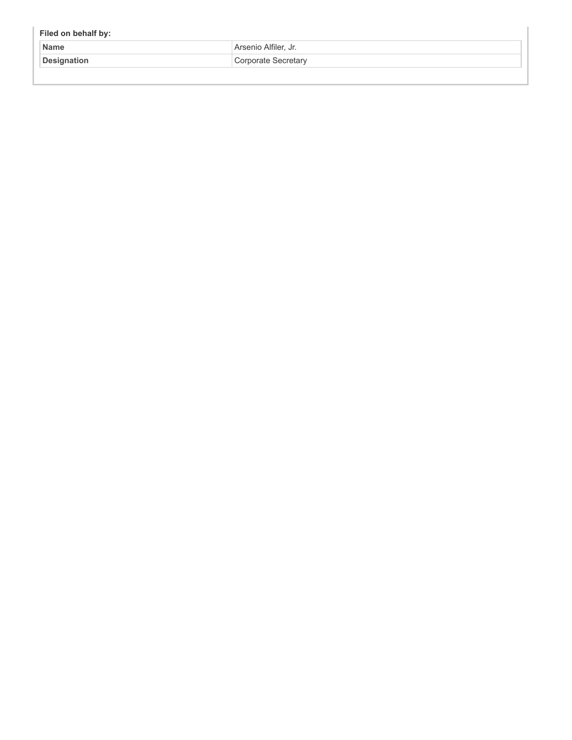**Filed on behalf by:**

| | |
|---|---|
| **Name** | Arsenio Alfiler, Jr. |
| **Designation** | Corporate Secretary |